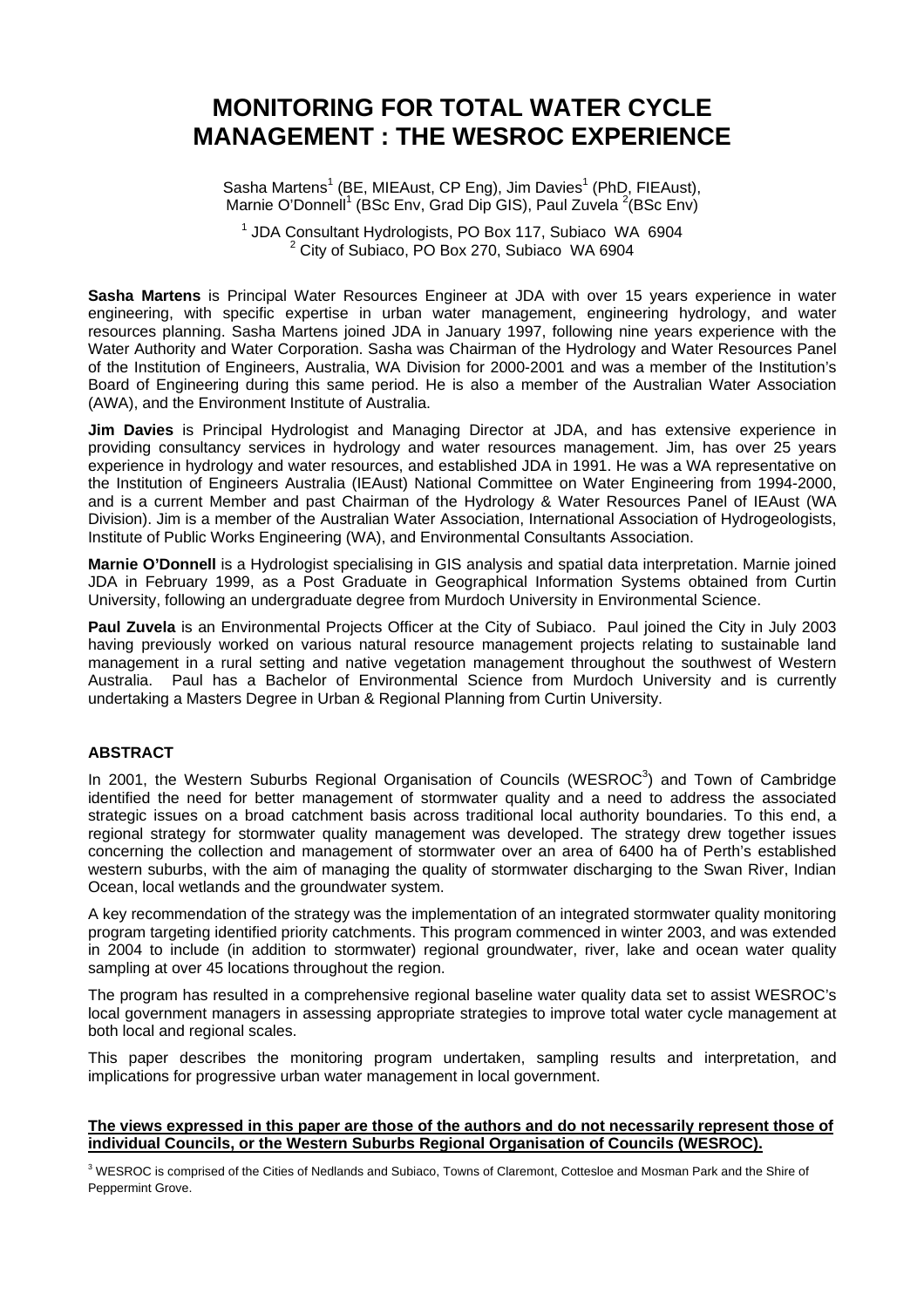# MONITORING FOR TOTAL WATER CYCLE MANAGEMENT : THE WESROC EXPERIENCE

Sasha Martens[1] (BE, MIEAust, CP Eng), Jim Davies[1] (PhD, FIEAust), Marnie O'Donnell[1] (BSc Env, Grad Dip GIS), Paul Zuvela [2](BSc Env)

[1] JDA Consultant Hydrologists, PO Box 117, Subiaco WA 6904
[2] City of Subiaco, PO Box 270, Subiaco WA 6904

**Sasha Martens** is Principal Water Resources Engineer at JDA with over 15 years experience in water engineering, with specific expertise in urban water management, engineering hydrology, and water resources planning. Sasha Martens joined JDA in January 1997, following nine years experience with the Water Authority and Water Corporation. Sasha was Chairman of the Hydrology and Water Resources Panel of the Institution of Engineers, Australia, WA Division for 2000-2001 and was a member of the Institution's Board of Engineering during this same period. He is also a member of the Australian Water Association (AWA), and the Environment Institute of Australia.

**Jim Davies** is Principal Hydrologist and Managing Director at JDA, and has extensive experience in providing consultancy services in hydrology and water resources management. Jim, has over 25 years experience in hydrology and water resources, and established JDA in 1991. He was a WA representative on the Institution of Engineers Australia (IEAust) National Committee on Water Engineering from 1994-2000, and is a current Member and past Chairman of the Hydrology & Water Resources Panel of IEAust (WA Division). Jim is a member of the Australian Water Association, International Association of Hydrogeologists, Institute of Public Works Engineering (WA), and Environmental Consultants Association.

**Marnie O'Donnell** is a Hydrologist specialising in GIS analysis and spatial data interpretation. Marnie joined JDA in February 1999, as a Post Graduate in Geographical Information Systems obtained from Curtin University, following an undergraduate degree from Murdoch University in Environmental Science.

**Paul Zuvela** is an Environmental Projects Officer at the City of Subiaco. Paul joined the City in July 2003 having previously worked on various natural resource management projects relating to sustainable land management in a rural setting and native vegetation management throughout the southwest of Western Australia. Paul has a Bachelor of Environmental Science from Murdoch University and is currently undertaking a Masters Degree in Urban & Regional Planning from Curtin University.

## ABSTRACT

In 2001, the Western Suburbs Regional Organisation of Councils (WESROC[3]) and Town of Cambridge identified the need for better management of stormwater quality and a need to address the associated strategic issues on a broad catchment basis across traditional local authority boundaries. To this end, a regional strategy for stormwater quality management was developed. The strategy drew together issues concerning the collection and management of stormwater over an area of 6400 ha of Perth's established western suburbs, with the aim of managing the quality of stormwater discharging to the Swan River, Indian Ocean, local wetlands and the groundwater system.

A key recommendation of the strategy was the implementation of an integrated stormwater quality monitoring program targeting identified priority catchments. This program commenced in winter 2003, and was extended in 2004 to include (in addition to stormwater) regional groundwater, river, lake and ocean water quality sampling at over 45 locations throughout the region.

The program has resulted in a comprehensive regional baseline water quality data set to assist WESROC's local government managers in assessing appropriate strategies to improve total water cycle management at both local and regional scales.

This paper describes the monitoring program undertaken, sampling results and interpretation, and implications for progressive urban water management in local government.

**The views expressed in this paper are those of the authors and do not necessarily represent those of individual Councils, or the Western Suburbs Regional Organisation of Councils (WESROC).**

[3] WESROC is comprised of the Cities of Nedlands and Subiaco, Towns of Claremont, Cottesloe and Mosman Park and the Shire of Peppermint Grove.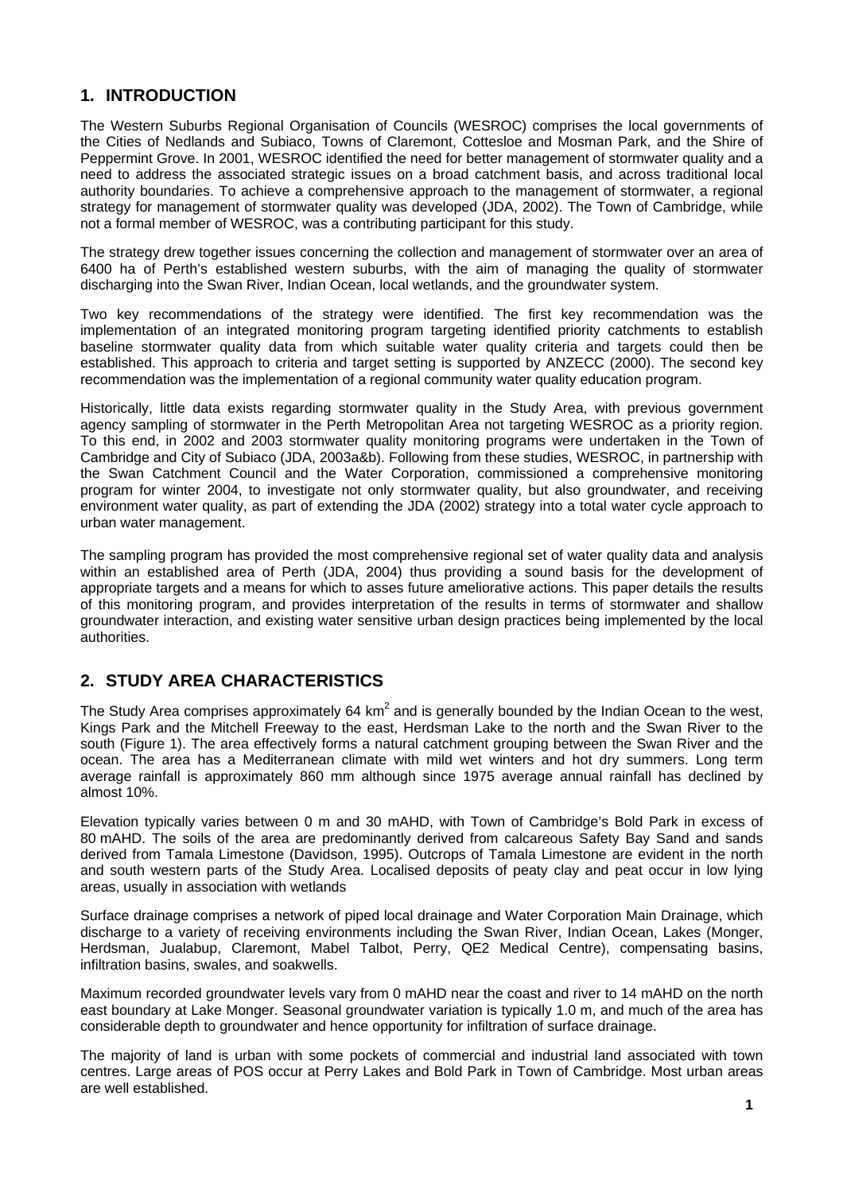## 1. INTRODUCTION

The Western Suburbs Regional Organisation of Councils (WESROC) comprises the local governments of the Cities of Nedlands and Subiaco, Towns of Claremont, Cottesloe and Mosman Park, and the Shire of Peppermint Grove. In 2001, WESROC identified the need for better management of stormwater quality and a need to address the associated strategic issues on a broad catchment basis, and across traditional local authority boundaries. To achieve a comprehensive approach to the management of stormwater, a regional strategy for management of stormwater quality was developed (JDA, 2002). The Town of Cambridge, while not a formal member of WESROC, was a contributing participant for this study.

The strategy drew together issues concerning the collection and management of stormwater over an area of 6400 ha of Perth's established western suburbs, with the aim of managing the quality of stormwater discharging into the Swan River, Indian Ocean, local wetlands, and the groundwater system.

Two key recommendations of the strategy were identified. The first key recommendation was the implementation of an integrated monitoring program targeting identified priority catchments to establish baseline stormwater quality data from which suitable water quality criteria and targets could then be established. This approach to criteria and target setting is supported by ANZECC (2000). The second key recommendation was the implementation of a regional community water quality education program.

Historically, little data exists regarding stormwater quality in the Study Area, with previous government agency sampling of stormwater in the Perth Metropolitan Area not targeting WESROC as a priority region. To this end, in 2002 and 2003 stormwater quality monitoring programs were undertaken in the Town of Cambridge and City of Subiaco (JDA, 2003a&b). Following from these studies, WESROC, in partnership with the Swan Catchment Council and the Water Corporation, commissioned a comprehensive monitoring program for winter 2004, to investigate not only stormwater quality, but also groundwater, and receiving environment water quality, as part of extending the JDA (2002) strategy into a total water cycle approach to urban water management.

The sampling program has provided the most comprehensive regional set of water quality data and analysis within an established area of Perth (JDA, 2004) thus providing a sound basis for the development of appropriate targets and a means for which to asses future ameliorative actions. This paper details the results of this monitoring program, and provides interpretation of the results in terms of stormwater and shallow groundwater interaction, and existing water sensitive urban design practices being implemented by the local authorities.

## 2. STUDY AREA CHARACTERISTICS

The Study Area comprises approximately 64 km$^2$ and is generally bounded by the Indian Ocean to the west, Kings Park and the Mitchell Freeway to the east, Herdsman Lake to the north and the Swan River to the south (Figure 1). The area effectively forms a natural catchment grouping between the Swan River and the ocean. The area has a Mediterranean climate with mild wet winters and hot dry summers. Long term average rainfall is approximately 860 mm although since 1975 average annual rainfall has declined by almost 10%.

Elevation typically varies between 0 m and 30 mAHD, with Town of Cambridge's Bold Park in excess of 80 mAHD. The soils of the area are predominantly derived from calcareous Safety Bay Sand and sands derived from Tamala Limestone (Davidson, 1995). Outcrops of Tamala Limestone are evident in the north and south western parts of the Study Area. Localised deposits of peaty clay and peat occur in low lying areas, usually in association with wetlands

Surface drainage comprises a network of piped local drainage and Water Corporation Main Drainage, which discharge to a variety of receiving environments including the Swan River, Indian Ocean, Lakes (Monger, Herdsman, Jualabup, Claremont, Mabel Talbot, Perry, QE2 Medical Centre), compensating basins, infiltration basins, swales, and soakwells.

Maximum recorded groundwater levels vary from 0 mAHD near the coast and river to 14 mAHD on the north east boundary at Lake Monger. Seasonal groundwater variation is typically 1.0 m, and much of the area has considerable depth to groundwater and hence opportunity for infiltration of surface drainage.

The majority of land is urban with some pockets of commercial and industrial land associated with town centres. Large areas of POS occur at Perry Lakes and Bold Park in Town of Cambridge. Most urban areas are well established.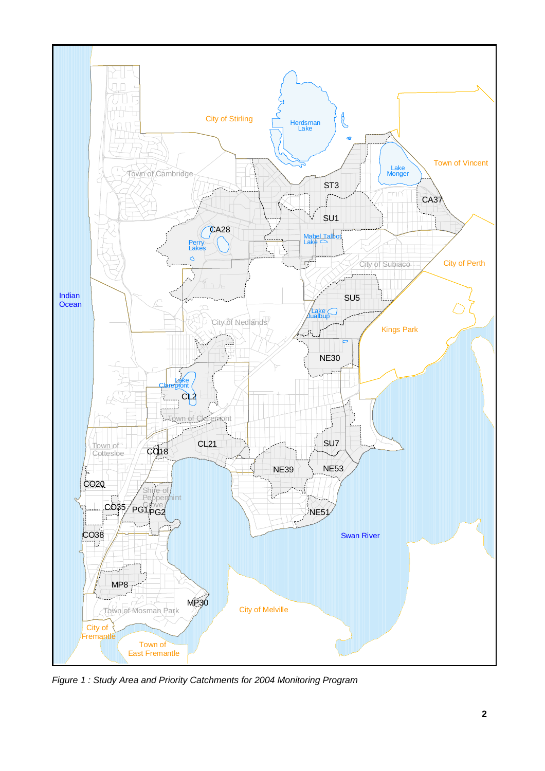*Figure 1 : Study Area and Priority Catchments for 2004 Monitoring Program*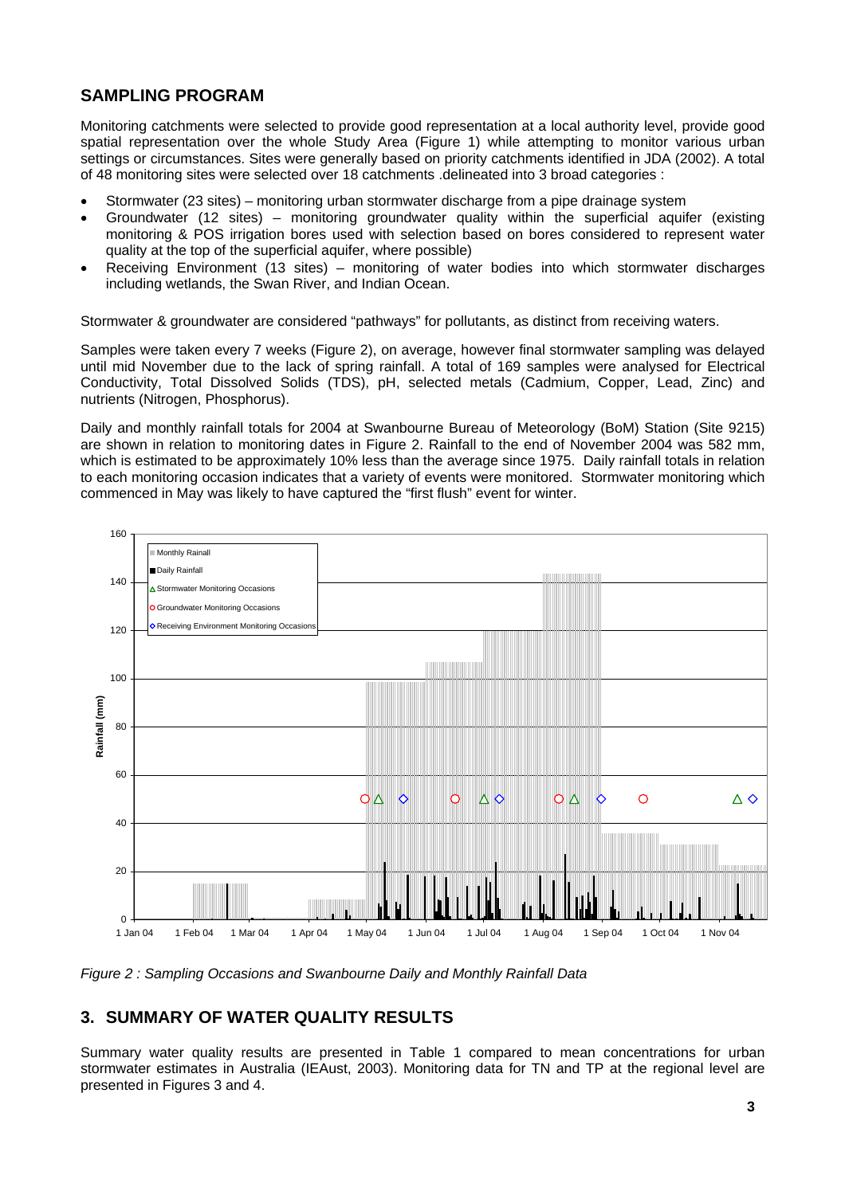## SAMPLING PROGRAM

Monitoring catchments were selected to provide good representation at a local authority level, provide good spatial representation over the whole Study Area (Figure 1) while attempting to monitor various urban settings or circumstances. Sites were generally based on priority catchments identified in JDA (2002). A total of 48 monitoring sites were selected over 18 catchments .delineated into 3 broad categories :

- Stormwater (23 sites) – monitoring urban stormwater discharge from a pipe drainage system
- Groundwater (12 sites) – monitoring groundwater quality within the superficial aquifer (existing monitoring & POS irrigation bores used with selection based on bores considered to represent water quality at the top of the superficial aquifer, where possible)
- Receiving Environment (13 sites) – monitoring of water bodies into which stormwater discharges including wetlands, the Swan River, and Indian Ocean.

Stormwater & groundwater are considered "pathways" for pollutants, as distinct from receiving waters.

Samples were taken every 7 weeks (Figure 2), on average, however final stormwater sampling was delayed until mid November due to the lack of spring rainfall. A total of 169 samples were analysed for Electrical Conductivity, Total Dissolved Solids (TDS), pH, selected metals (Cadmium, Copper, Lead, Zinc) and nutrients (Nitrogen, Phosphorus).

Daily and monthly rainfall totals for 2004 at Swanbourne Bureau of Meteorology (BoM) Station (Site 9215) are shown in relation to monitoring dates in Figure 2. Rainfall to the end of November 2004 was 582 mm, which is estimated to be approximately 10% less than the average since 1975. Daily rainfall totals in relation to each monitoring occasion indicates that a variety of events were monitored. Stormwater monitoring which commenced in May was likely to have captured the "first flush" event for winter.

*Figure 2 : Sampling Occasions and Swanbourne Daily and Monthly Rainfall Data*

## 3. SUMMARY OF WATER QUALITY RESULTS

Summary water quality results are presented in Table 1 compared to mean concentrations for urban stormwater estimates in Australia (IEAust, 2003). Monitoring data for TN and TP at the regional level are presented in Figures 3 and 4.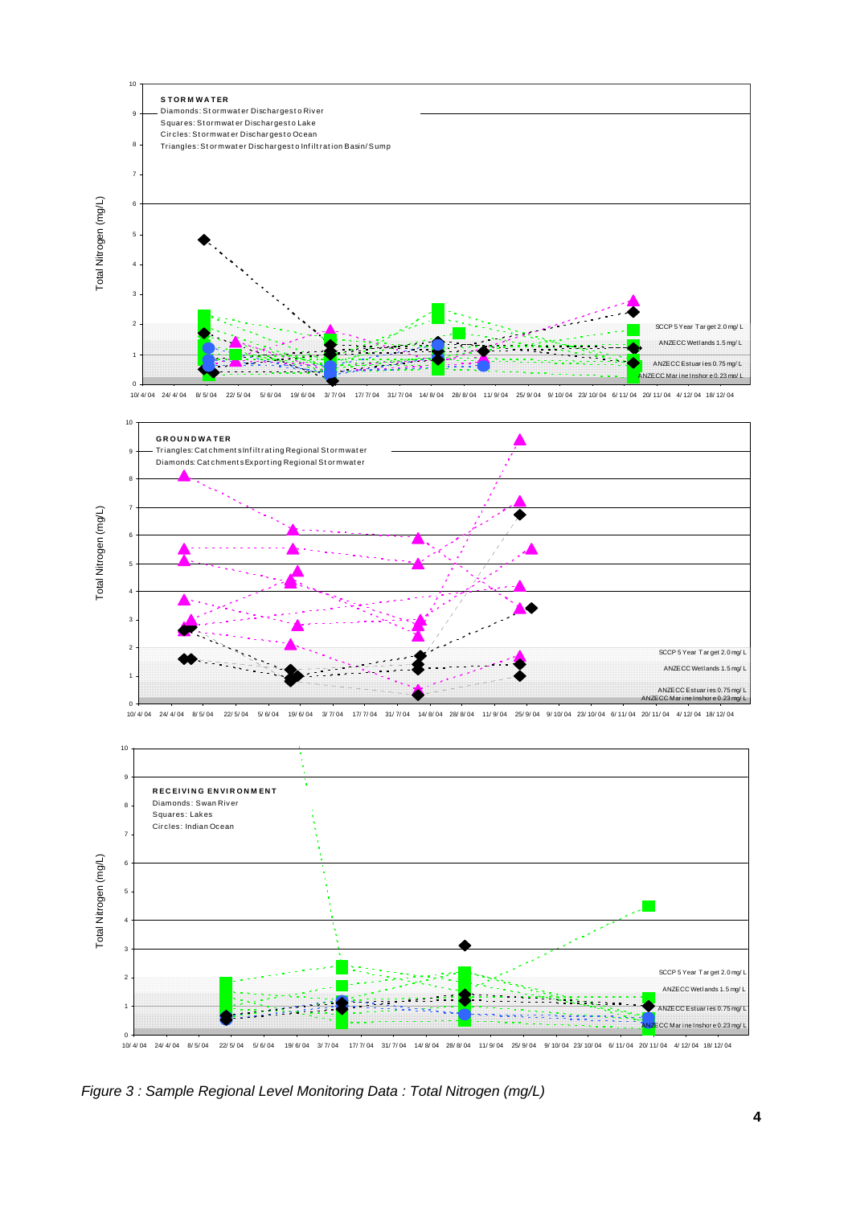**STORMWATER**

Diamonds: Stormwater Discharges to River
Squares: Stormwater Discharges to Lake
Circles: Stormwater Discharges to Ocean
Triangles: Stormwater Discharges to Infiltration Basin/Sump

Total Nitrogen (mg/L)

SCCP 5 Year Target 2.0 mg/L
ANZECC Wetlands 1.5 mg/L
ANZECC Estuaries 0.75 mg/L
ANZECC Marine Inshore 0.23 mg/L

10/4/04 24/4/04 8/5/04 22/5/04 5/6/04 19/6/04 3/7/04 17/7/04 31/7/04 14/8/04 28/8/04 11/9/04 25/9/04 9/10/04 23/10/04 6/11/04 20/11/04 4/12/04 18/12/04

**GROUNDWATER**

Triangles: Catchments Infiltrating Regional Stormwater
Diamonds: Catchments Exporting Regional Stormwater

Total Nitrogen (mg/L)

SCCP 5 Year Target 2.0 mg/L
ANZECC Wetlands 1.5 mg/L
ANZECC Estuaries 0.75 mg/L
ANZECC Marine Inshore 0.23 mg/L

10/4/04 24/4/04 8/5/04 22/5/04 5/6/04 19/6/04 3/7/04 17/7/04 31/7/04 14/8/04 28/8/04 11/9/04 25/9/04 9/10/04 23/10/04 6/11/04 20/11/04 4/12/04 18/12/04

**RECEIVING ENVIRONMENT**

Diamonds: Swan River
Squares: Lakes
Circles: Indian Ocean

Total Nitrogen (mg/L)

SCCP 5 Year Target 2.0 mg/L
ANZECC Wetlands 1.5 mg/L
ANZECC Estuaries 0.75 mg/L
ANZECC Marine Inshore 0.23 mg/L

10/4/04 24/4/04 8/5/04 22/5/04 5/6/04 19/6/04 3/7/04 17/7/04 31/7/04 14/8/04 28/8/04 11/9/04 25/9/04 9/10/04 23/10/04 6/11/04 20/11/04 4/12/04 18/12/04

*Figure 3 : Sample Regional Level Monitoring Data : Total Nitrogen (mg/L)*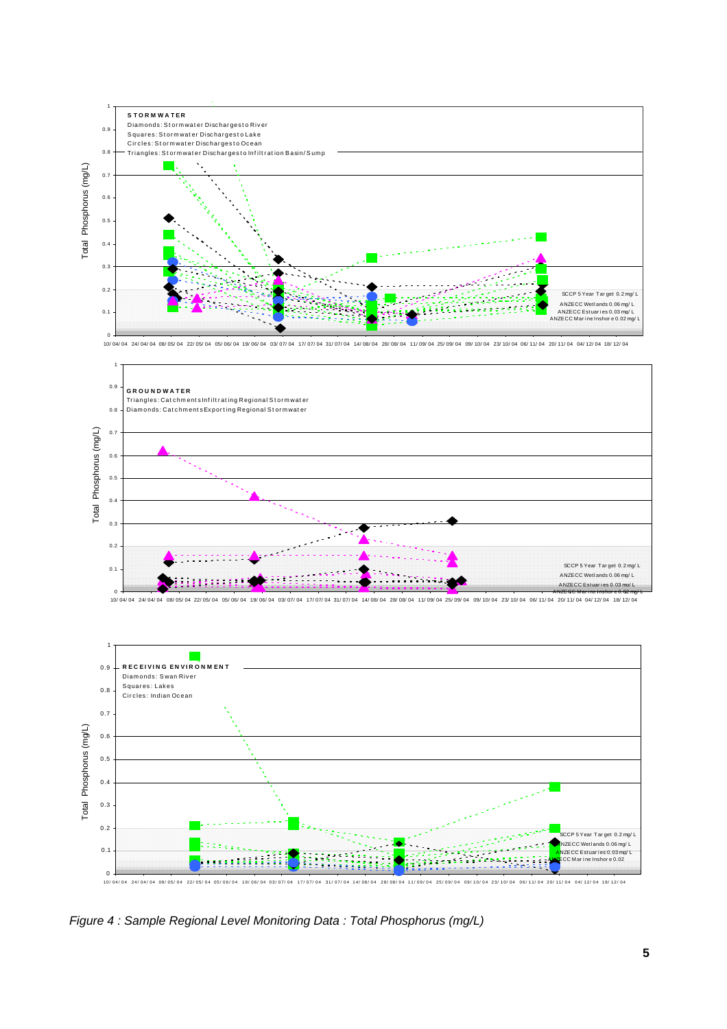*Figure 4 : Sample Regional Level Monitoring Data : Total Phosphorus (mg/L)*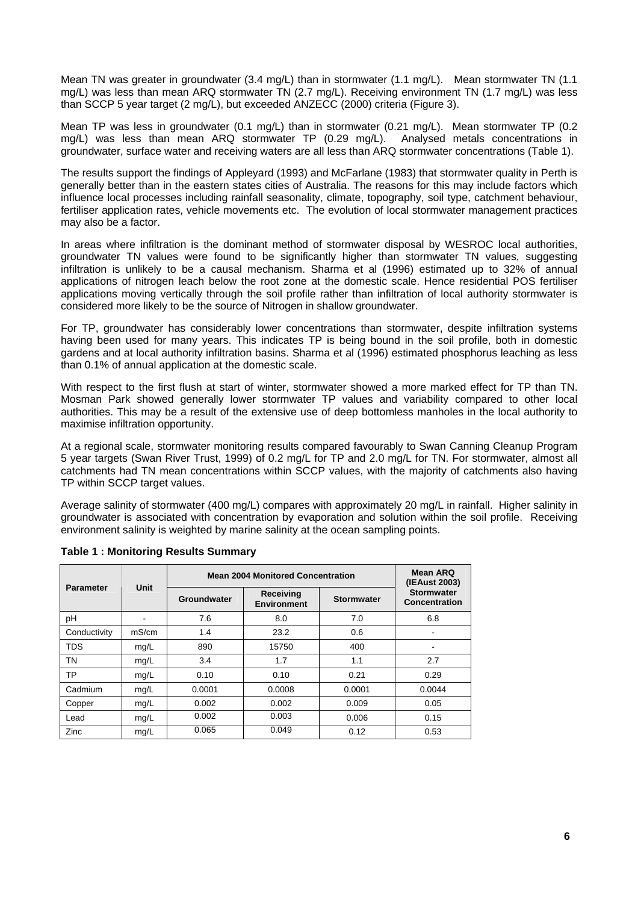Mean TN was greater in groundwater (3.4 mg/L) than in stormwater (1.1 mg/L). Mean stormwater TN (1.1 mg/L) was less than mean ARQ stormwater TN (2.7 mg/L). Receiving environment TN (1.7 mg/L) was less than SCCP 5 year target (2 mg/L), but exceeded ANZECC (2000) criteria (Figure 3).

Mean TP was less in groundwater (0.1 mg/L) than in stormwater (0.21 mg/L). Mean stormwater TP (0.2 mg/L) was less than mean ARQ stormwater TP (0.29 mg/L). Analysed metals concentrations in groundwater, surface water and receiving waters are all less than ARQ stormwater concentrations (Table 1).

The results support the findings of Appleyard (1993) and McFarlane (1983) that stormwater quality in Perth is generally better than in the eastern states cities of Australia. The reasons for this may include factors which influence local processes including rainfall seasonality, climate, topography, soil type, catchment behaviour, fertiliser application rates, vehicle movements etc. The evolution of local stormwater management practices may also be a factor.

In areas where infiltration is the dominant method of stormwater disposal by WESROC local authorities, groundwater TN values were found to be significantly higher than stormwater TN values, suggesting infiltration is unlikely to be a causal mechanism. Sharma et al (1996) estimated up to 32% of annual applications of nitrogen leach below the root zone at the domestic scale. Hence residential POS fertiliser applications moving vertically through the soil profile rather than infiltration of local authority stormwater is considered more likely to be the source of Nitrogen in shallow groundwater.

For TP, groundwater has considerably lower concentrations than stormwater, despite infiltration systems having been used for many years. This indicates TP is being bound in the soil profile, both in domestic gardens and at local authority infiltration basins. Sharma et al (1996) estimated phosphorus leaching as less than 0.1% of annual application at the domestic scale.

With respect to the first flush at start of winter, stormwater showed a more marked effect for TP than TN. Mosman Park showed generally lower stormwater TP values and variability compared to other local authorities. This may be a result of the extensive use of deep bottomless manholes in the local authority to maximise infiltration opportunity.

At a regional scale, stormwater monitoring results compared favourably to Swan Canning Cleanup Program 5 year targets (Swan River Trust, 1999) of 0.2 mg/L for TP and 2.0 mg/L for TN. For stormwater, almost all catchments had TN mean concentrations within SCCP values, with the majority of catchments also having TP within SCCP target values.

Average salinity of stormwater (400 mg/L) compares with approximately 20 mg/L in rainfall. Higher salinity in groundwater is associated with concentration by evaporation and solution within the soil profile. Receiving environment salinity is weighted by marine salinity at the ocean sampling points.

**Table 1 : Monitoring Results Summary**

| Parameter | Unit | Mean 2004 Monitored Concentration | | | Mean ARQ (IEAust 2003) Stormwater Concentration |
|---|---|---|---|---|---|
| | | Groundwater | Receiving Environment | Stormwater | |
| pH | - | 7.6 | 8.0 | 7.0 | 6.8 |
| Conductivity | mS/cm | 1.4 | 23.2 | 0.6 | - |
| TDS | mg/L | 890 | 15750 | 400 | - |
| TN | mg/L | 3.4 | 1.7 | 1.1 | 2.7 |
| TP | mg/L | 0.10 | 0.10 | 0.21 | 0.29 |
| Cadmium | mg/L | 0.0001 | 0.0008 | 0.0001 | 0.0044 |
| Copper | mg/L | 0.002 | 0.002 | 0.009 | 0.05 |
| Lead | mg/L | 0.002 | 0.003 | 0.006 | 0.15 |
| Zinc | mg/L | 0.065 | 0.049 | 0.12 | 0.53 |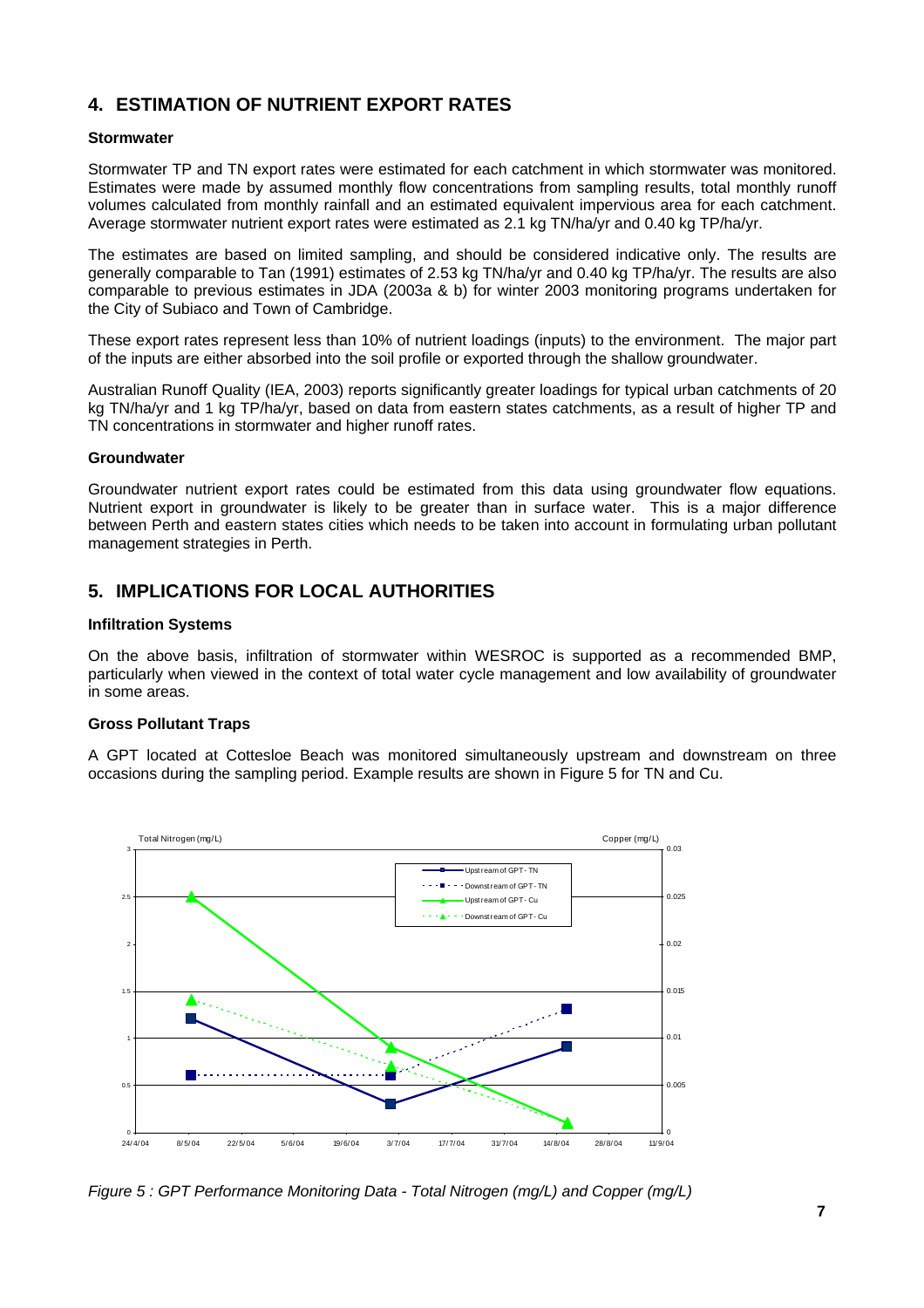## 4. ESTIMATION OF NUTRIENT EXPORT RATES

**Stormwater**

Stormwater TP and TN export rates were estimated for each catchment in which stormwater was monitored. Estimates were made by assumed monthly flow concentrations from sampling results, total monthly runoff volumes calculated from monthly rainfall and an estimated equivalent impervious area for each catchment. Average stormwater nutrient export rates were estimated as 2.1 kg TN/ha/yr and 0.40 kg TP/ha/yr.

The estimates are based on limited sampling, and should be considered indicative only. The results are generally comparable to Tan (1991) estimates of 2.53 kg TN/ha/yr and 0.40 kg TP/ha/yr. The results are also comparable to previous estimates in JDA (2003a & b) for winter 2003 monitoring programs undertaken for the City of Subiaco and Town of Cambridge.

These export rates represent less than 10% of nutrient loadings (inputs) to the environment. The major part of the inputs are either absorbed into the soil profile or exported through the shallow groundwater.

Australian Runoff Quality (IEA, 2003) reports significantly greater loadings for typical urban catchments of 20 kg TN/ha/yr and 1 kg TP/ha/yr, based on data from eastern states catchments, as a result of higher TP and TN concentrations in stormwater and higher runoff rates.

**Groundwater**

Groundwater nutrient export rates could be estimated from this data using groundwater flow equations. Nutrient export in groundwater is likely to be greater than in surface water. This is a major difference between Perth and eastern states cities which needs to be taken into account in formulating urban pollutant management strategies in Perth.

## 5. IMPLICATIONS FOR LOCAL AUTHORITIES

**Infiltration Systems**

On the above basis, infiltration of stormwater within WESROC is supported as a recommended BMP, particularly when viewed in the context of total water cycle management and low availability of groundwater in some areas.

**Gross Pollutant Traps**

A GPT located at Cottesloe Beach was monitored simultaneously upstream and downstream on three occasions during the sampling period. Example results are shown in Figure 5 for TN and Cu.

*Figure 5 : GPT Performance Monitoring Data - Total Nitrogen (mg/L) and Copper (mg/L)*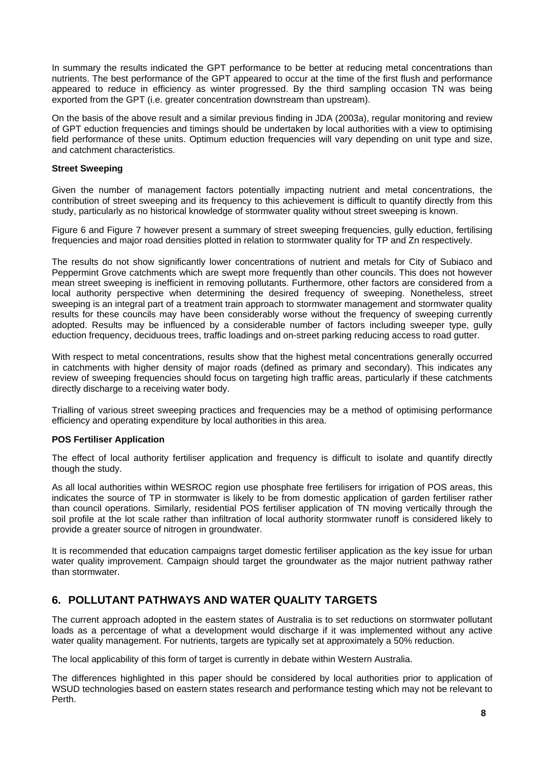In summary the results indicated the GPT performance to be better at reducing metal concentrations than nutrients. The best performance of the GPT appeared to occur at the time of the first flush and performance appeared to reduce in efficiency as winter progressed. By the third sampling occasion TN was being exported from the GPT (i.e. greater concentration downstream than upstream).

On the basis of the above result and a similar previous finding in JDA (2003a), regular monitoring and review of GPT eduction frequencies and timings should be undertaken by local authorities with a view to optimising field performance of these units. Optimum eduction frequencies will vary depending on unit type and size, and catchment characteristics.

**Street Sweeping**

Given the number of management factors potentially impacting nutrient and metal concentrations, the contribution of street sweeping and its frequency to this achievement is difficult to quantify directly from this study, particularly as no historical knowledge of stormwater quality without street sweeping is known.

Figure 6 and Figure 7 however present a summary of street sweeping frequencies, gully eduction, fertilising frequencies and major road densities plotted in relation to stormwater quality for TP and Zn respectively.

The results do not show significantly lower concentrations of nutrient and metals for City of Subiaco and Peppermint Grove catchments which are swept more frequently than other councils. This does not however mean street sweeping is inefficient in removing pollutants. Furthermore, other factors are considered from a local authority perspective when determining the desired frequency of sweeping. Nonetheless, street sweeping is an integral part of a treatment train approach to stormwater management and stormwater quality results for these councils may have been considerably worse without the frequency of sweeping currently adopted. Results may be influenced by a considerable number of factors including sweeper type, gully eduction frequency, deciduous trees, traffic loadings and on-street parking reducing access to road gutter.

With respect to metal concentrations, results show that the highest metal concentrations generally occurred in catchments with higher density of major roads (defined as primary and secondary). This indicates any review of sweeping frequencies should focus on targeting high traffic areas, particularly if these catchments directly discharge to a receiving water body.

Trialling of various street sweeping practices and frequencies may be a method of optimising performance efficiency and operating expenditure by local authorities in this area.

**POS Fertiliser Application**

The effect of local authority fertiliser application and frequency is difficult to isolate and quantify directly though the study.

As all local authorities within WESROC region use phosphate free fertilisers for irrigation of POS areas, this indicates the source of TP in stormwater is likely to be from domestic application of garden fertiliser rather than council operations. Similarly, residential POS fertiliser application of TN moving vertically through the soil profile at the lot scale rather than infiltration of local authority stormwater runoff is considered likely to provide a greater source of nitrogen in groundwater.

It is recommended that education campaigns target domestic fertiliser application as the key issue for urban water quality improvement. Campaign should target the groundwater as the major nutrient pathway rather than stormwater.

## 6. POLLUTANT PATHWAYS AND WATER QUALITY TARGETS

The current approach adopted in the eastern states of Australia is to set reductions on stormwater pollutant loads as a percentage of what a development would discharge if it was implemented without any active water quality management. For nutrients, targets are typically set at approximately a 50% reduction.

The local applicability of this form of target is currently in debate within Western Australia.

The differences highlighted in this paper should be considered by local authorities prior to application of WSUD technologies based on eastern states research and performance testing which may not be relevant to Perth.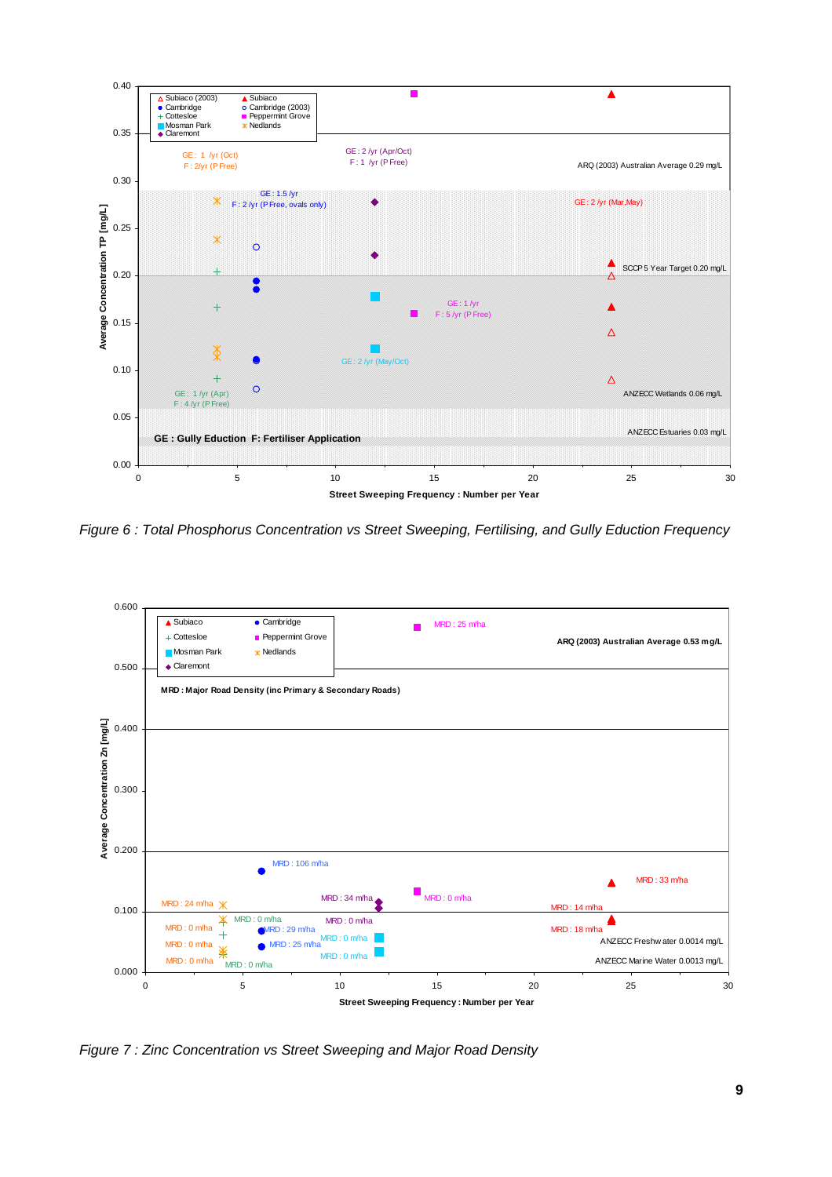Figure 6 : Total Phosphorus Concentration vs Street Sweeping, Fertilising, and Gully Eduction Frequency

Figure 7 : Zinc Concentration vs Street Sweeping and Major Road Density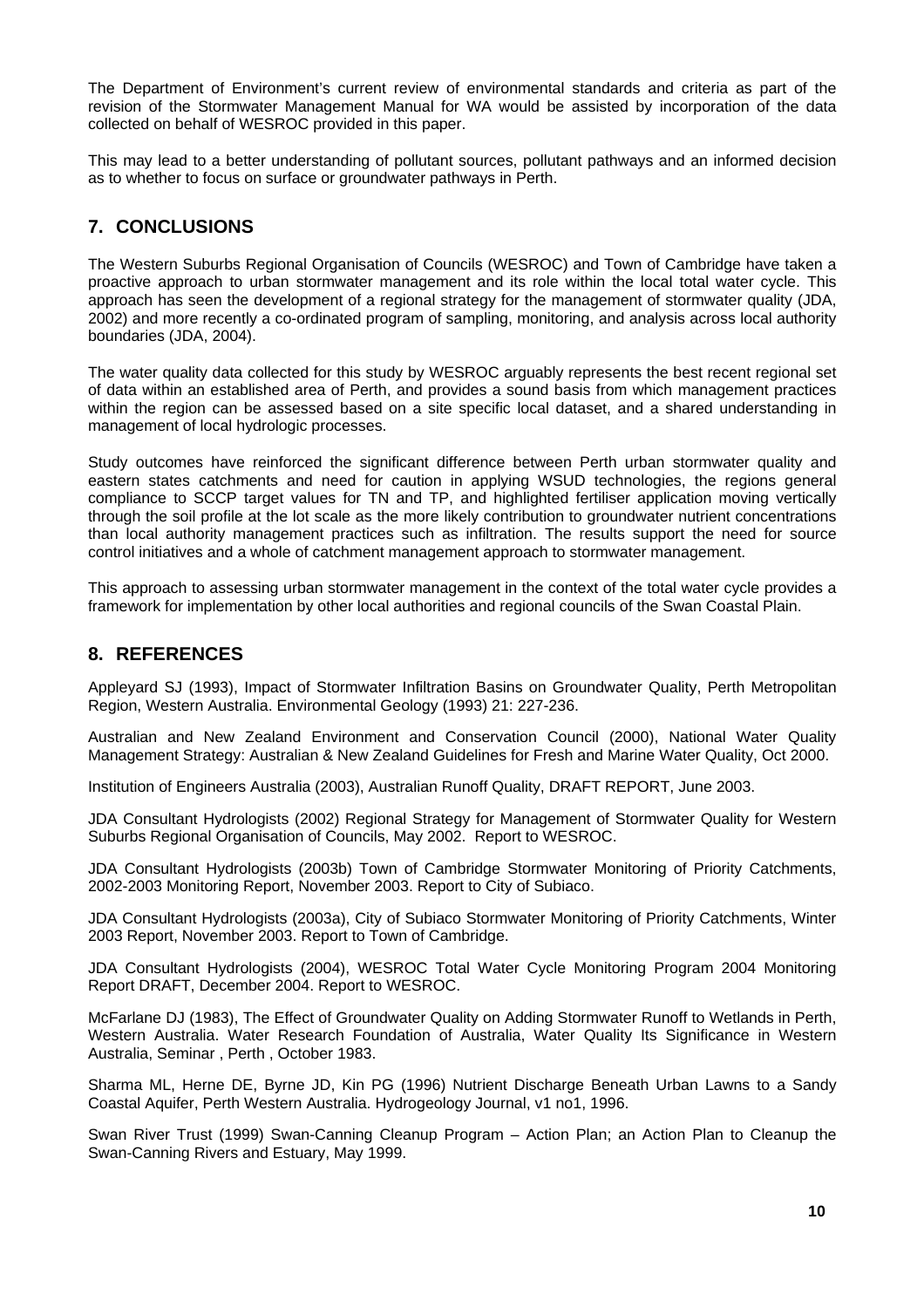The Department of Environment's current review of environmental standards and criteria as part of the revision of the Stormwater Management Manual for WA would be assisted by incorporation of the data collected on behalf of WESROC provided in this paper.

This may lead to a better understanding of pollutant sources, pollutant pathways and an informed decision as to whether to focus on surface or groundwater pathways in Perth.

## 7. CONCLUSIONS

The Western Suburbs Regional Organisation of Councils (WESROC) and Town of Cambridge have taken a proactive approach to urban stormwater management and its role within the local total water cycle. This approach has seen the development of a regional strategy for the management of stormwater quality (JDA, 2002) and more recently a co-ordinated program of sampling, monitoring, and analysis across local authority boundaries (JDA, 2004).

The water quality data collected for this study by WESROC arguably represents the best recent regional set of data within an established area of Perth, and provides a sound basis from which management practices within the region can be assessed based on a site specific local dataset, and a shared understanding in management of local hydrologic processes.

Study outcomes have reinforced the significant difference between Perth urban stormwater quality and eastern states catchments and need for caution in applying WSUD technologies, the regions general compliance to SCCP target values for TN and TP, and highlighted fertiliser application moving vertically through the soil profile at the lot scale as the more likely contribution to groundwater nutrient concentrations than local authority management practices such as infiltration. The results support the need for source control initiatives and a whole of catchment management approach to stormwater management.

This approach to assessing urban stormwater management in the context of the total water cycle provides a framework for implementation by other local authorities and regional councils of the Swan Coastal Plain.

## 8. REFERENCES

Appleyard SJ (1993), Impact of Stormwater Infiltration Basins on Groundwater Quality, Perth Metropolitan Region, Western Australia. Environmental Geology (1993) 21: 227-236.

Australian and New Zealand Environment and Conservation Council (2000), National Water Quality Management Strategy: Australian & New Zealand Guidelines for Fresh and Marine Water Quality, Oct 2000.

Institution of Engineers Australia (2003), Australian Runoff Quality, DRAFT REPORT, June 2003.

JDA Consultant Hydrologists (2002) Regional Strategy for Management of Stormwater Quality for Western Suburbs Regional Organisation of Councils, May 2002. Report to WESROC.

JDA Consultant Hydrologists (2003b) Town of Cambridge Stormwater Monitoring of Priority Catchments, 2002-2003 Monitoring Report, November 2003. Report to City of Subiaco.

JDA Consultant Hydrologists (2003a), City of Subiaco Stormwater Monitoring of Priority Catchments, Winter 2003 Report, November 2003. Report to Town of Cambridge.

JDA Consultant Hydrologists (2004), WESROC Total Water Cycle Monitoring Program 2004 Monitoring Report DRAFT, December 2004. Report to WESROC.

McFarlane DJ (1983), The Effect of Groundwater Quality on Adding Stormwater Runoff to Wetlands in Perth, Western Australia. Water Research Foundation of Australia, Water Quality Its Significance in Western Australia, Seminar , Perth , October 1983.

Sharma ML, Herne DE, Byrne JD, Kin PG (1996) Nutrient Discharge Beneath Urban Lawns to a Sandy Coastal Aquifer, Perth Western Australia. Hydrogeology Journal, v1 no1, 1996.

Swan River Trust (1999) Swan-Canning Cleanup Program – Action Plan; an Action Plan to Cleanup the Swan-Canning Rivers and Estuary, May 1999.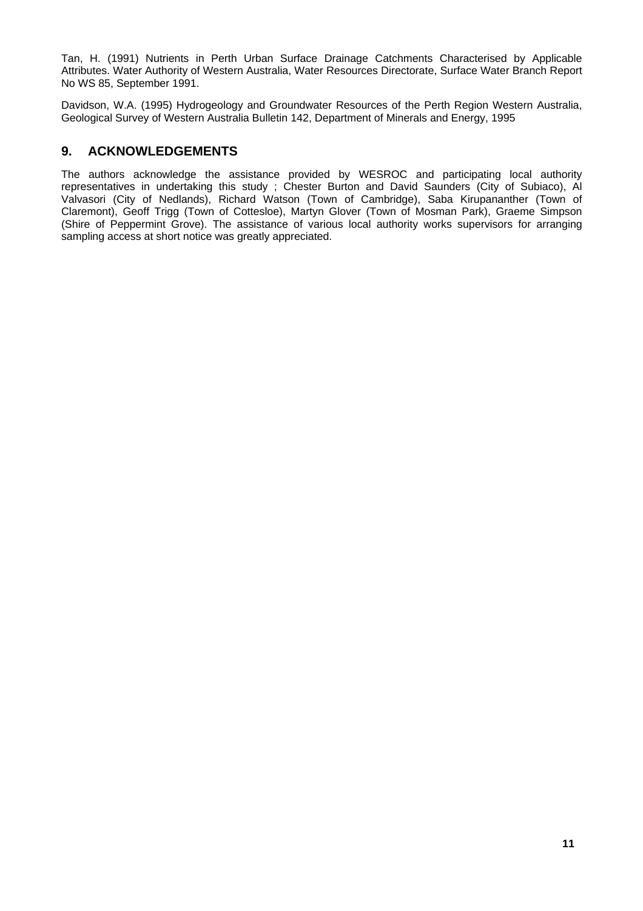Tan, H. (1991) Nutrients in Perth Urban Surface Drainage Catchments Characterised by Applicable Attributes. Water Authority of Western Australia, Water Resources Directorate, Surface Water Branch Report No WS 85, September 1991.

Davidson, W.A. (1995) Hydrogeology and Groundwater Resources of the Perth Region Western Australia, Geological Survey of Western Australia Bulletin 142, Department of Minerals and Energy, 1995

## 9. ACKNOWLEDGEMENTS

The authors acknowledge the assistance provided by WESROC and participating local authority representatives in undertaking this study ; Chester Burton and David Saunders (City of Subiaco), Al Valvasori (City of Nedlands), Richard Watson (Town of Cambridge), Saba Kirupananther (Town of Claremont), Geoff Trigg (Town of Cottesloe), Martyn Glover (Town of Mosman Park), Graeme Simpson (Shire of Peppermint Grove). The assistance of various local authority works supervisors for arranging sampling access at short notice was greatly appreciated.